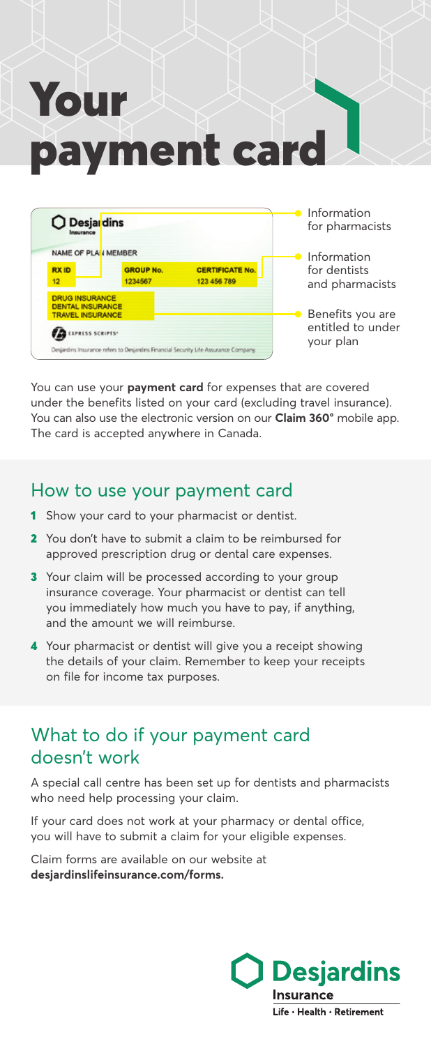# Your payment card

Desjardins Insurance

NAME OF PLAN MEMBER

| RX ID | GROUP No. | CERTIFICATE No. |
| --- | --- | --- |
| 12 | 1234567 | 123 456 789 |

DRUG INSURANCE
DENTAL INSURANCE
TRAVEL INSURANCE

EXPRESS SCRIPTS

Desjardins Insurance refers to Desjardins Financial Security Life Assurance Company.

Information for pharmacists

Information for dentists and pharmacists

Benefits you are entitled to under your plan

You can use your **payment card** for expenses that are covered under the benefits listed on your card (excluding travel insurance). You can also use the electronic version on our **Claim 360°** mobile app. The card is accepted anywhere in Canada.

## How to use your payment card

1. Show your card to your pharmacist or dentist.
2. You don't have to submit a claim to be reimbursed for approved prescription drug or dental care expenses.
3. Your claim will be processed according to your group insurance coverage. Your pharmacist or dentist can tell you immediately how much you have to pay, if anything, and the amount we will reimburse.
4. Your pharmacist or dentist will give you a receipt showing the details of your claim. Remember to keep your receipts on file for income tax purposes.

## What to do if your payment card doesn't work

A special call centre has been set up for dentists and pharmacists who need help processing your claim.

If your card does not work at your pharmacy or dental office, you will have to submit a claim for your eligible expenses.

Claim forms are available on our website at **desjardinslifeinsurance.com/forms.**

Desjardins Insurance
Life · Health · Retirement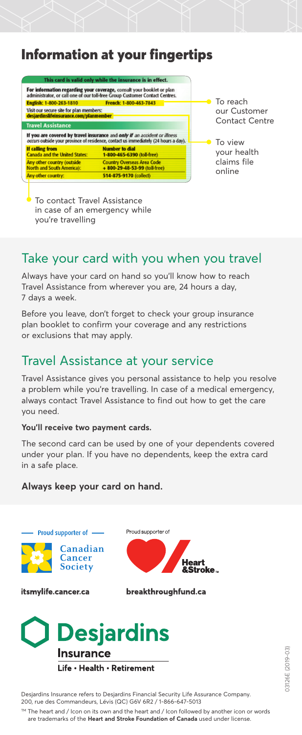# Information at your fingertips

This card is valid only while the insurance is in effect.

**For information regarding your coverage,** consult your booklet or plan administrator, or call one of our toll-free Group Customer Contact Centres.

| | |
|---|---|
| English: 1-800-263-1810 | French: 1-800-463-7843 |

Visit our secure site for plan members:
desjardinslifeinsurance.com/planmember

**Travel Assistance**

**If you are covered by travel insurance** and ***only if*** an accident or illness *occurs outside your province of residence, contact us immediately (24 hours a day).*

| If calling from | Number to dial |
|---|---|
| Canada and the United States: | 1-800-465-6390 (toll-free) |
| Any other country (outside North and South America): | Country Overseas Area Code + 800-29-48-53-99 (toll-free) |
| Any other country: | 514-875-9170 (collect) |

To reach our Customer Contact Centre

To view your health claims file online

To contact Travel Assistance in case of an emergency while you're travelling

## Take your card with you when you travel

Always have your card on hand so you'll know how to reach Travel Assistance from wherever you are, 24 hours a day, 7 days a week.

Before you leave, don't forget to check your group insurance plan booklet to confirm your coverage and any restrictions or exclusions that may apply.

## Travel Assistance at your service

Travel Assistance gives you personal assistance to help you resolve a problem while you're travelling. In case of a medical emergency, always contact Travel Assistance to find out how to get the care you need.

**You'll receive two payment cards.**

The second card can be used by one of your dependents covered under your plan. If you have no dependents, keep the extra card in a safe place.

**Always keep your card on hand.**

Proud supporter of

Canadian Cancer Society

itsmylife.cancer.ca

Proud supporter of

Heart & Stroke™

breakthroughfund.ca

Desjardins Insurance

Life • Health • Retirement

Desjardins Insurance refers to Desjardins Financial Security Life Assurance Company. 200, rue des Commandeurs, Lévis (QC) G6V 6R2 / 1-866-647-5013

™ The heart and / Icon on its own and the heart and / Icon followed by another icon or words are trademarks of the **Heart and Stroke Foundation of Canada** used under license.

03126E (2019-03)